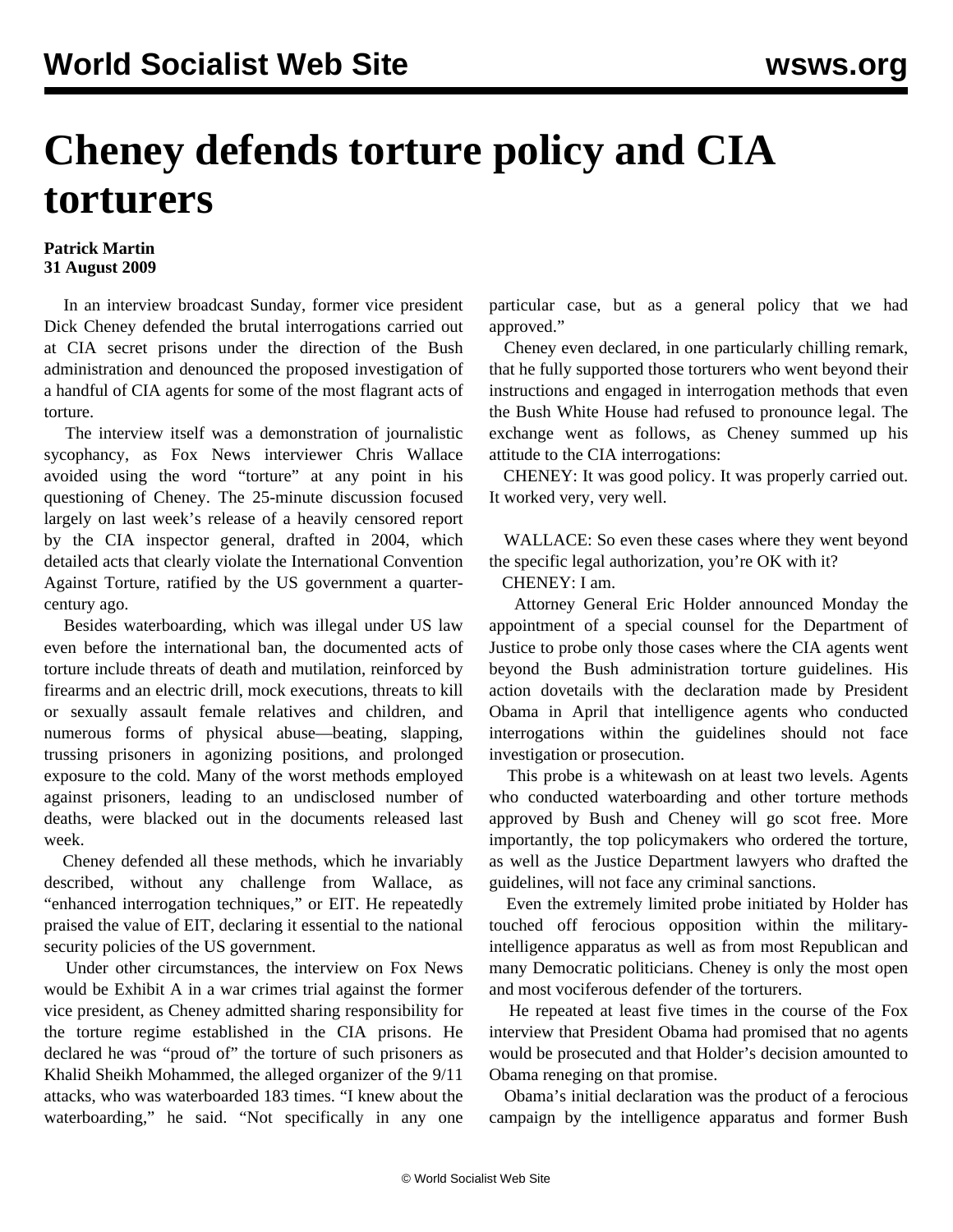# Cheney defends torture policy and CIA torturers

**Patrick Martin**
**31 August 2009**

In an interview broadcast Sunday, former vice president Dick Cheney defended the brutal interrogations carried out at CIA secret prisons under the direction of the Bush administration and denounced the proposed investigation of a handful of CIA agents for some of the most flagrant acts of torture.

The interview itself was a demonstration of journalistic sycophancy, as Fox News interviewer Chris Wallace avoided using the word "torture" at any point in his questioning of Cheney. The 25-minute discussion focused largely on last week's release of a heavily censored report by the CIA inspector general, drafted in 2004, which detailed acts that clearly violate the International Convention Against Torture, ratified by the US government a quarter-century ago.

Besides waterboarding, which was illegal under US law even before the international ban, the documented acts of torture include threats of death and mutilation, reinforced by firearms and an electric drill, mock executions, threats to kill or sexually assault female relatives and children, and numerous forms of physical abuse—beating, slapping, trussing prisoners in agonizing positions, and prolonged exposure to the cold. Many of the worst methods employed against prisoners, leading to an undisclosed number of deaths, were blacked out in the documents released last week.

Cheney defended all these methods, which he invariably described, without any challenge from Wallace, as "enhanced interrogation techniques," or EIT. He repeatedly praised the value of EIT, declaring it essential to the national security policies of the US government.

Under other circumstances, the interview on Fox News would be Exhibit A in a war crimes trial against the former vice president, as Cheney admitted sharing responsibility for the torture regime established in the CIA prisons. He declared he was "proud of" the torture of such prisoners as Khalid Sheikh Mohammed, the alleged organizer of the 9/11 attacks, who was waterboarded 183 times. "I knew about the waterboarding," he said. "Not specifically in any one particular case, but as a general policy that we had approved."

Cheney even declared, in one particularly chilling remark, that he fully supported those torturers who went beyond their instructions and engaged in interrogation methods that even the Bush White House had refused to pronounce legal. The exchange went as follows, as Cheney summed up his attitude to the CIA interrogations:

CHENEY: It was good policy. It was properly carried out. It worked very, very well.

WALLACE: So even these cases where they went beyond the specific legal authorization, you're OK with it?

CHENEY: I am.

Attorney General Eric Holder announced Monday the appointment of a special counsel for the Department of Justice to probe only those cases where the CIA agents went beyond the Bush administration torture guidelines. His action dovetails with the declaration made by President Obama in April that intelligence agents who conducted interrogations within the guidelines should not face investigation or prosecution.

This probe is a whitewash on at least two levels. Agents who conducted waterboarding and other torture methods approved by Bush and Cheney will go scot free. More importantly, the top policymakers who ordered the torture, as well as the Justice Department lawyers who drafted the guidelines, will not face any criminal sanctions.

Even the extremely limited probe initiated by Holder has touched off ferocious opposition within the military-intelligence apparatus as well as from most Republican and many Democratic politicians. Cheney is only the most open and most vociferous defender of the torturers.

He repeated at least five times in the course of the Fox interview that President Obama had promised that no agents would be prosecuted and that Holder's decision amounted to Obama reneging on that promise.

Obama's initial declaration was the product of a ferocious campaign by the intelligence apparatus and former Bush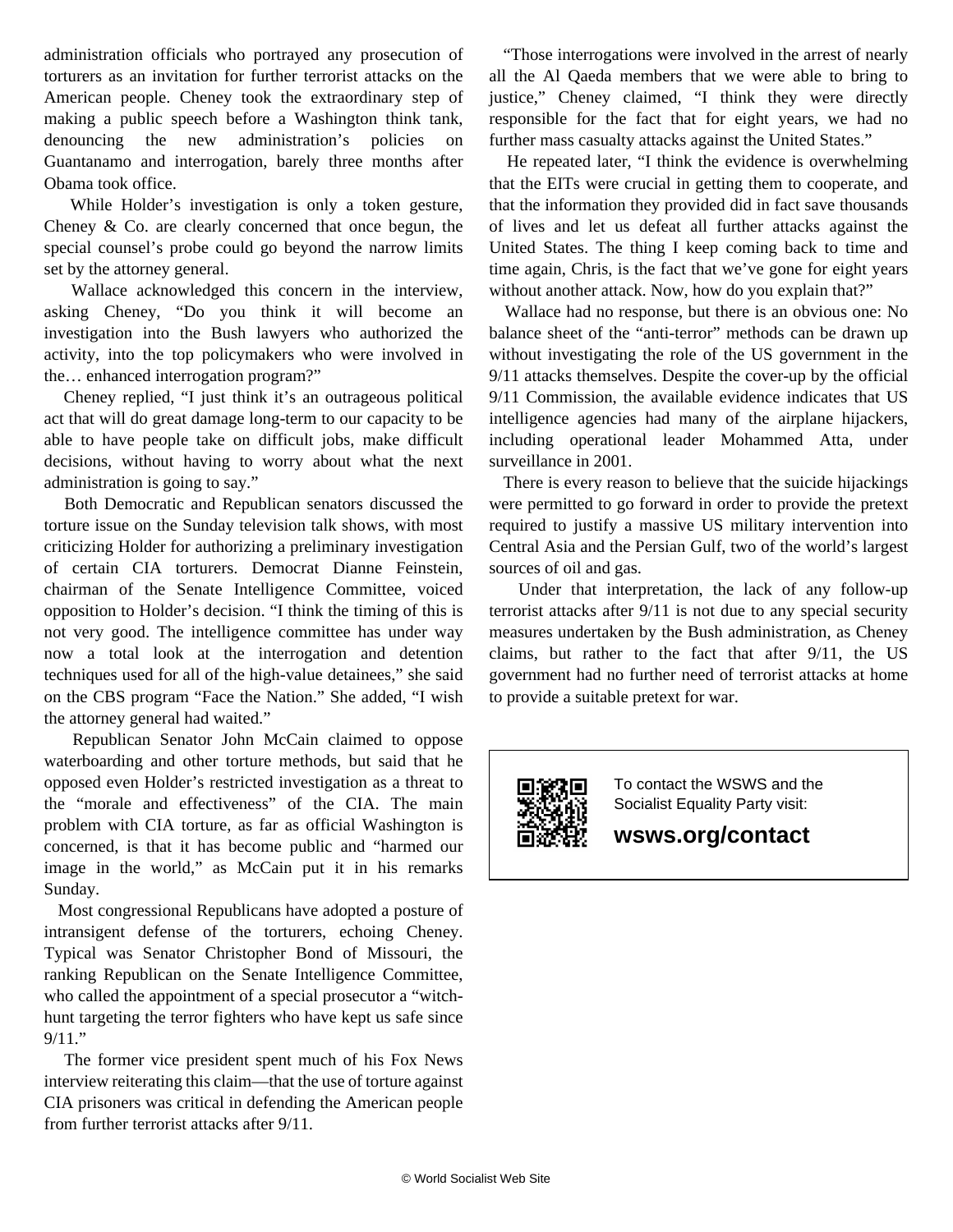administration officials who portrayed any prosecution of torturers as an invitation for further terrorist attacks on the American people. Cheney took the extraordinary step of making a public speech before a Washington think tank, denouncing the new administration's policies on Guantanamo and interrogation, barely three months after Obama took office.

While Holder's investigation is only a token gesture, Cheney & Co. are clearly concerned that once begun, the special counsel's probe could go beyond the narrow limits set by the attorney general.

Wallace acknowledged this concern in the interview, asking Cheney, "Do you think it will become an investigation into the Bush lawyers who authorized the activity, into the top policymakers who were involved in the… enhanced interrogation program?"

Cheney replied, "I just think it's an outrageous political act that will do great damage long-term to our capacity to be able to have people take on difficult jobs, make difficult decisions, without having to worry about what the next administration is going to say."

Both Democratic and Republican senators discussed the torture issue on the Sunday television talk shows, with most criticizing Holder for authorizing a preliminary investigation of certain CIA torturers. Democrat Dianne Feinstein, chairman of the Senate Intelligence Committee, voiced opposition to Holder's decision. "I think the timing of this is not very good. The intelligence committee has under way now a total look at the interrogation and detention techniques used for all of the high-value detainees," she said on the CBS program "Face the Nation." She added, "I wish the attorney general had waited."

Republican Senator John McCain claimed to oppose waterboarding and other torture methods, but said that he opposed even Holder's restricted investigation as a threat to the "morale and effectiveness" of the CIA. The main problem with CIA torture, as far as official Washington is concerned, is that it has become public and "harmed our image in the world," as McCain put it in his remarks Sunday.

Most congressional Republicans have adopted a posture of intransigent defense of the torturers, echoing Cheney. Typical was Senator Christopher Bond of Missouri, the ranking Republican on the Senate Intelligence Committee, who called the appointment of a special prosecutor a "witch-hunt targeting the terror fighters who have kept us safe since 9/11."

The former vice president spent much of his Fox News interview reiterating this claim—that the use of torture against CIA prisoners was critical in defending the American people from further terrorist attacks after 9/11.

"Those interrogations were involved in the arrest of nearly all the Al Qaeda members that we were able to bring to justice," Cheney claimed, "I think they were directly responsible for the fact that for eight years, we had no further mass casualty attacks against the United States."

He repeated later, "I think the evidence is overwhelming that the EITs were crucial in getting them to cooperate, and that the information they provided did in fact save thousands of lives and let us defeat all further attacks against the United States. The thing I keep coming back to time and time again, Chris, is the fact that we've gone for eight years without another attack. Now, how do you explain that?"

Wallace had no response, but there is an obvious one: No balance sheet of the "anti-terror" methods can be drawn up without investigating the role of the US government in the 9/11 attacks themselves. Despite the cover-up by the official 9/11 Commission, the available evidence indicates that US intelligence agencies had many of the airplane hijackers, including operational leader Mohammed Atta, under surveillance in 2001.

There is every reason to believe that the suicide hijackings were permitted to go forward in order to provide the pretext required to justify a massive US military intervention into Central Asia and the Persian Gulf, two of the world's largest sources of oil and gas.

Under that interpretation, the lack of any follow-up terrorist attacks after 9/11 is not due to any special security measures undertaken by the Bush administration, as Cheney claims, but rather to the fact that after 9/11, the US government had no further need of terrorist attacks at home to provide a suitable pretext for war.

To contact the WSWS and the Socialist Equality Party visit:

**wsws.org/contact**